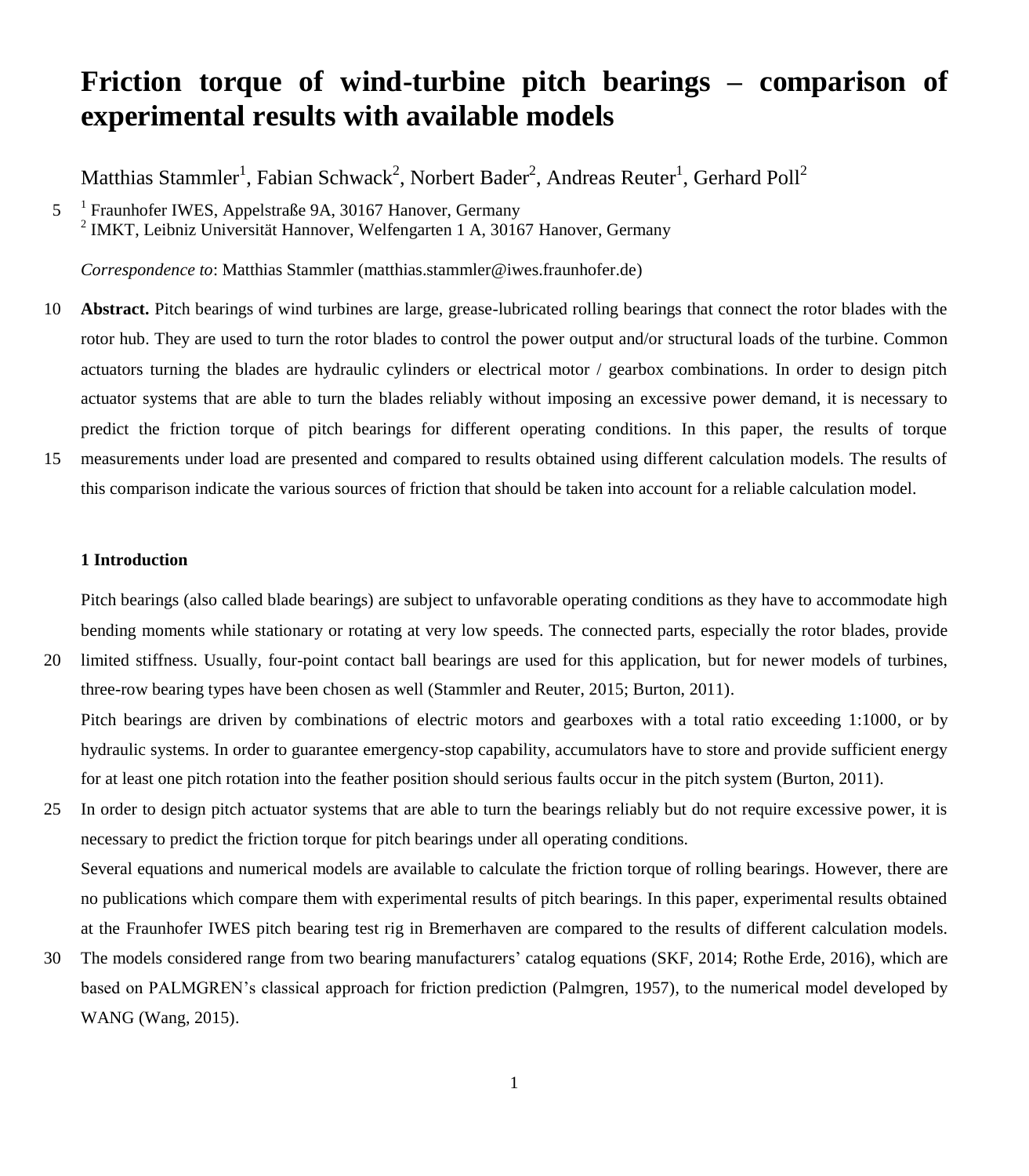# Friction torque of wind-turbine pitch bearings – comparison of experimental results with available models

Matthias Stammler[1], Fabian Schwack[2], Norbert Bader[2], Andreas Reuter[1], Gerhard Poll[2]

[1] Fraunhofer IWES, Appelstraße 9A, 30167 Hanover, Germany
[2] IMKT, Leibniz Universität Hannover, Welfengarten 1 A, 30167 Hanover, Germany

*Correspondence to*: Matthias Stammler (matthias.stammler@iwes.fraunhofer.de)

**Abstract.** Pitch bearings of wind turbines are large, grease-lubricated rolling bearings that connect the rotor blades with the rotor hub. They are used to turn the rotor blades to control the power output and/or structural loads of the turbine. Common actuators turning the blades are hydraulic cylinders or electrical motor / gearbox combinations. In order to design pitch actuator systems that are able to turn the blades reliably without imposing an excessive power demand, it is necessary to predict the friction torque of pitch bearings for different operating conditions. In this paper, the results of torque measurements under load are presented and compared to results obtained using different calculation models. The results of this comparison indicate the various sources of friction that should be taken into account for a reliable calculation model.

## 1 Introduction

Pitch bearings (also called blade bearings) are subject to unfavorable operating conditions as they have to accommodate high bending moments while stationary or rotating at very low speeds. The connected parts, especially the rotor blades, provide limited stiffness. Usually, four-point contact ball bearings are used for this application, but for newer models of turbines, three-row bearing types have been chosen as well (Stammler and Reuter, 2015; Burton, 2011).

Pitch bearings are driven by combinations of electric motors and gearboxes with a total ratio exceeding 1:1000, or by hydraulic systems. In order to guarantee emergency-stop capability, accumulators have to store and provide sufficient energy for at least one pitch rotation into the feather position should serious faults occur in the pitch system (Burton, 2011).

In order to design pitch actuator systems that are able to turn the bearings reliably but do not require excessive power, it is necessary to predict the friction torque for pitch bearings under all operating conditions.

Several equations and numerical models are available to calculate the friction torque of rolling bearings. However, there are no publications which compare them with experimental results of pitch bearings. In this paper, experimental results obtained at the Fraunhofer IWES pitch bearing test rig in Bremerhaven are compared to the results of different calculation models. The models considered range from two bearing manufacturers' catalog equations (SKF, 2014; Rothe Erde, 2016), which are based on PALMGREN's classical approach for friction prediction (Palmgren, 1957), to the numerical model developed by WANG (Wang, 2015).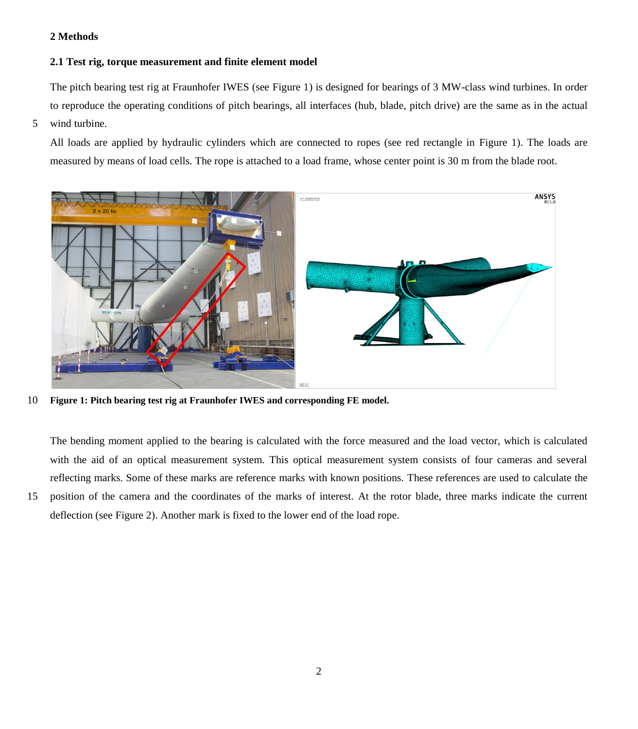## 2 Methods

### 2.1 Test rig, torque measurement and finite element model

The pitch bearing test rig at Fraunhofer IWES (see Figure 1) is designed for bearings of 3 MW-class wind turbines. In order to reproduce the operating conditions of pitch bearings, all interfaces (hub, blade, pitch drive) are the same as in the actual wind turbine.

All loads are applied by hydraulic cylinders which are connected to ropes (see red rectangle in Figure 1). The loads are measured by means of load cells. The rope is attached to a load frame, whose center point is 30 m from the blade root.

**Figure 1: Pitch bearing test rig at Fraunhofer IWES and corresponding FE model.**

The bending moment applied to the bearing is calculated with the force measured and the load vector, which is calculated with the aid of an optical measurement system. This optical measurement system consists of four cameras and several reflecting marks. Some of these marks are reference marks with known positions. These references are used to calculate the position of the camera and the coordinates of the marks of interest. At the rotor blade, three marks indicate the current deflection (see Figure 2). Another mark is fixed to the lower end of the load rope.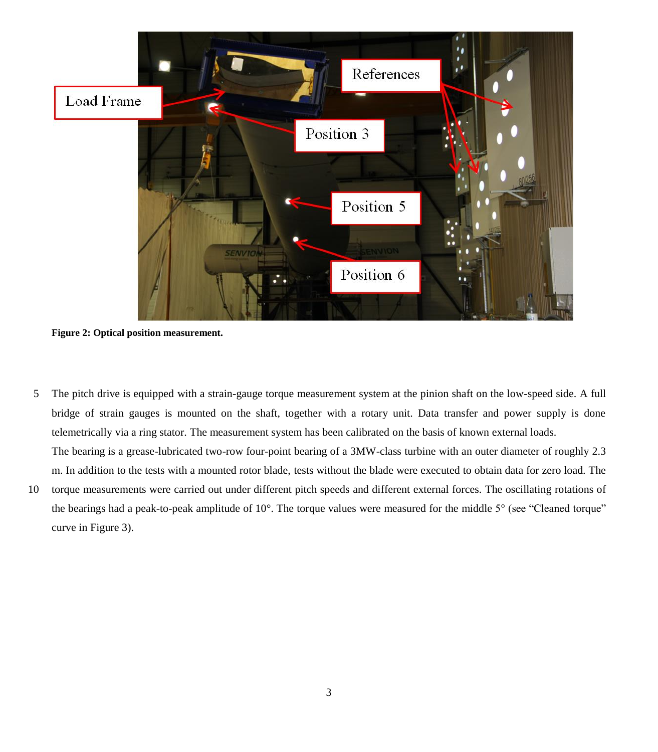Figure 2: Optical position measurement.

The pitch drive is equipped with a strain-gauge torque measurement system at the pinion shaft on the low-speed side. A full bridge of strain gauges is mounted on the shaft, together with a rotary unit. Data transfer and power supply is done telemetrically via a ring stator. The measurement system has been calibrated on the basis of known external loads.

The bearing is a grease-lubricated two-row four-point bearing of a 3MW-class turbine with an outer diameter of roughly 2.3 m. In addition to the tests with a mounted rotor blade, tests without the blade were executed to obtain data for zero load. The torque measurements were carried out under different pitch speeds and different external forces. The oscillating rotations of the bearings had a peak-to-peak amplitude of 10°. The torque values were measured for the middle 5° (see "Cleaned torque" curve in Figure 3).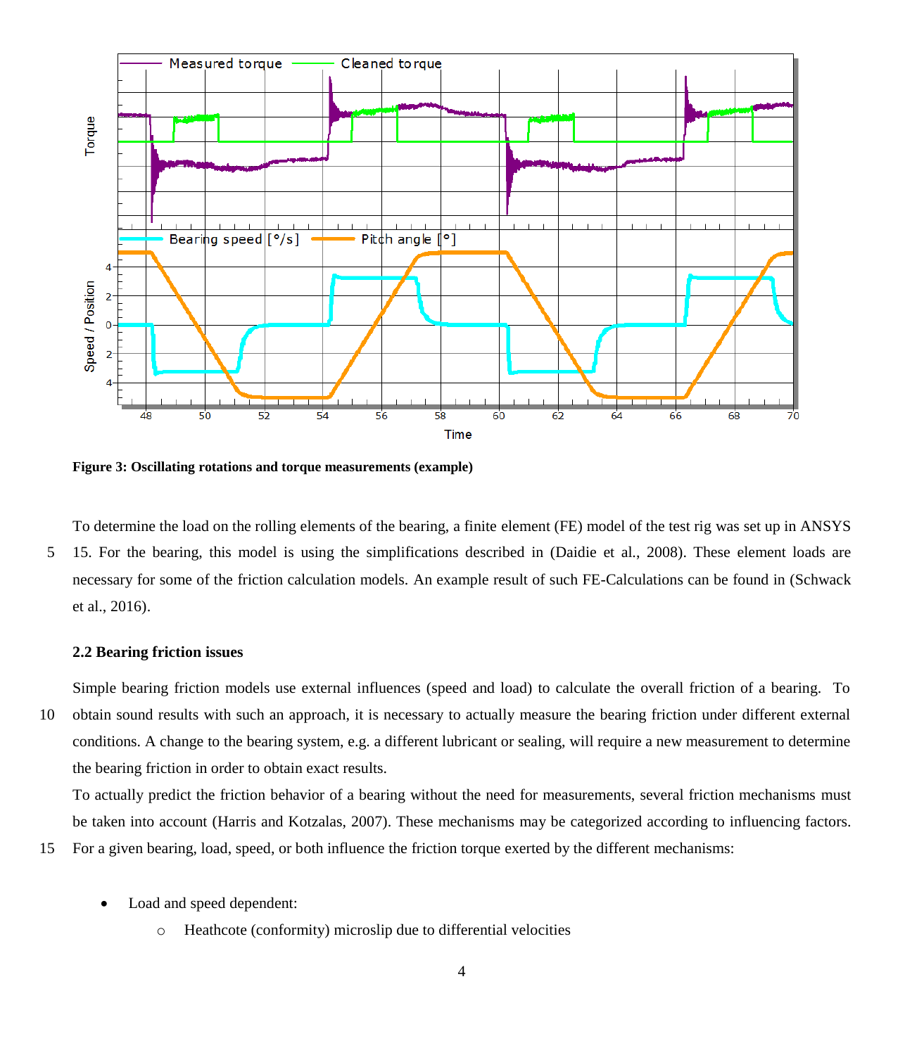Figure 3: Oscillating rotations and torque measurements (example)

To determine the load on the rolling elements of the bearing, a finite element (FE) model of the test rig was set up in ANSYS 15. For the bearing, this model is using the simplifications described in (Daidie et al., 2008). These element loads are necessary for some of the friction calculation models. An example result of such FE-Calculations can be found in (Schwack et al., 2016).

## 2.2 Bearing friction issues

Simple bearing friction models use external influences (speed and load) to calculate the overall friction of a bearing. To obtain sound results with such an approach, it is necessary to actually measure the bearing friction under different external conditions. A change to the bearing system, e.g. a different lubricant or sealing, will require a new measurement to determine the bearing friction in order to obtain exact results.

To actually predict the friction behavior of a bearing without the need for measurements, several friction mechanisms must be taken into account (Harris and Kotzalas, 2007). These mechanisms may be categorized according to influencing factors. For a given bearing, load, speed, or both influence the friction torque exerted by the different mechanisms:

- Load and speed dependent:
    - Heathcote (conformity) microslip due to differential velocities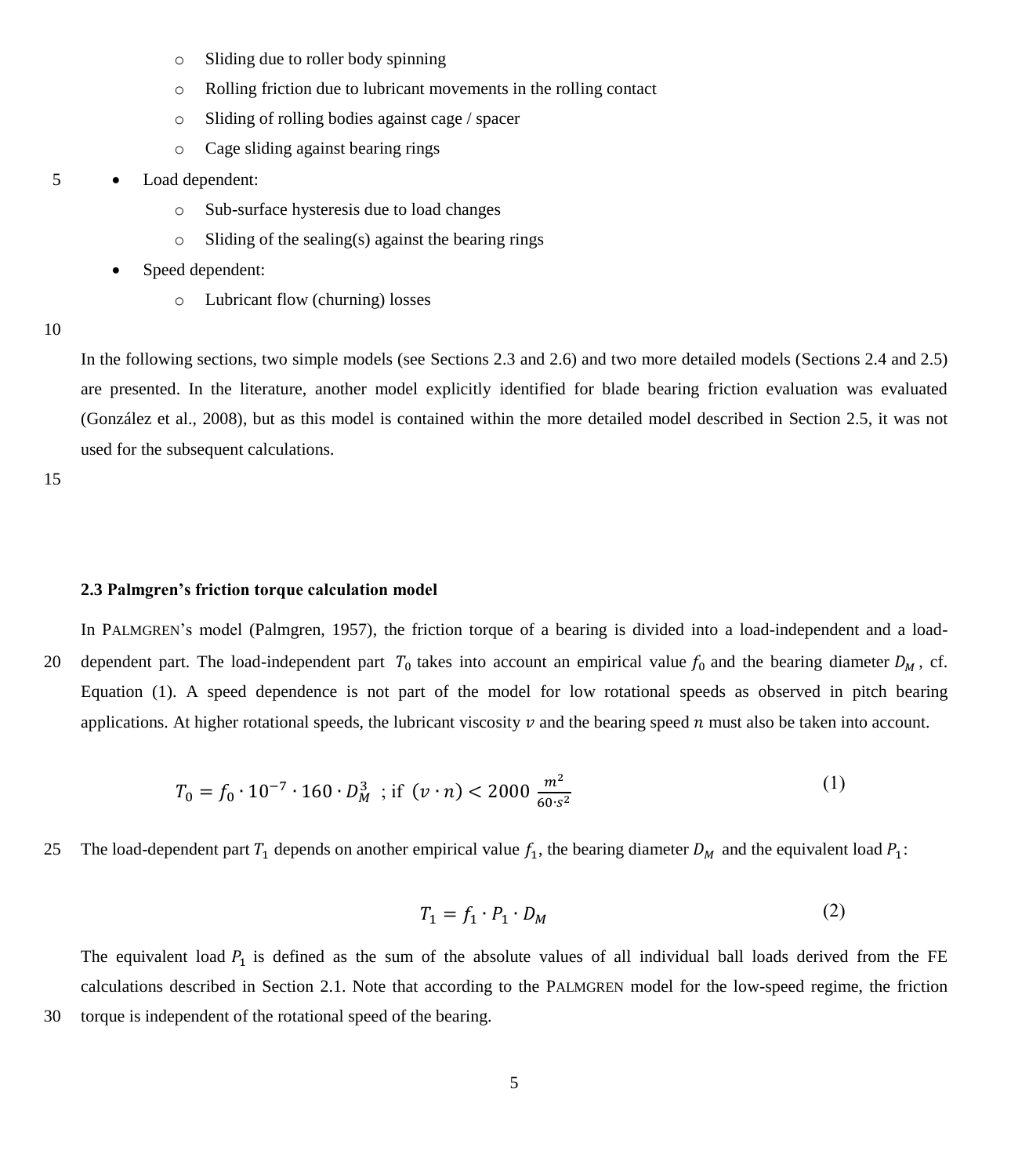- Sliding due to roller body spinning
  - Rolling friction due to lubricant movements in the rolling contact
  - Sliding of rolling bodies against cage / spacer
  - Cage sliding against bearing rings
- Load dependent:
  - Sub-surface hysteresis due to load changes
  - Sliding of the sealing(s) against the bearing rings
- Speed dependent:
  - Lubricant flow (churning) losses

In the following sections, two simple models (see Sections 2.3 and 2.6) and two more detailed models (Sections 2.4 and 2.5) are presented. In the literature, another model explicitly identified for blade bearing friction evaluation was evaluated (González et al., 2008), but as this model is contained within the more detailed model described in Section 2.5, it was not used for the subsequent calculations.

### 2.3 Palmgren's friction torque calculation model

In PALMGREN's model (Palmgren, 1957), the friction torque of a bearing is divided into a load-independent and a load-dependent part. The load-independent part $T_0$ takes into account an empirical value $f_0$ and the bearing diameter $D_M$, cf. Equation (1). A speed dependence is not part of the model for low rotational speeds as observed in pitch bearing applications. At higher rotational speeds, the lubricant viscosity $v$ and the bearing speed $n$ must also be taken into account.

$$T_0 = f_0 \cdot 10^{-7} \cdot 160 \cdot D_M^3 \;\; ; \text{if } \; (v \cdot n) < 2000 \; \frac{m^2}{60 \cdot s^2} \tag{1}$$

The load-dependent part $T_1$ depends on another empirical value $f_1$, the bearing diameter $D_M$ and the equivalent load $P_1$:

$$T_1 = f_1 \cdot P_1 \cdot D_M \tag{2}$$

The equivalent load $P_1$ is defined as the sum of the absolute values of all individual ball loads derived from the FE calculations described in Section 2.1. Note that according to the PALMGREN model for the low-speed regime, the friction torque is independent of the rotational speed of the bearing.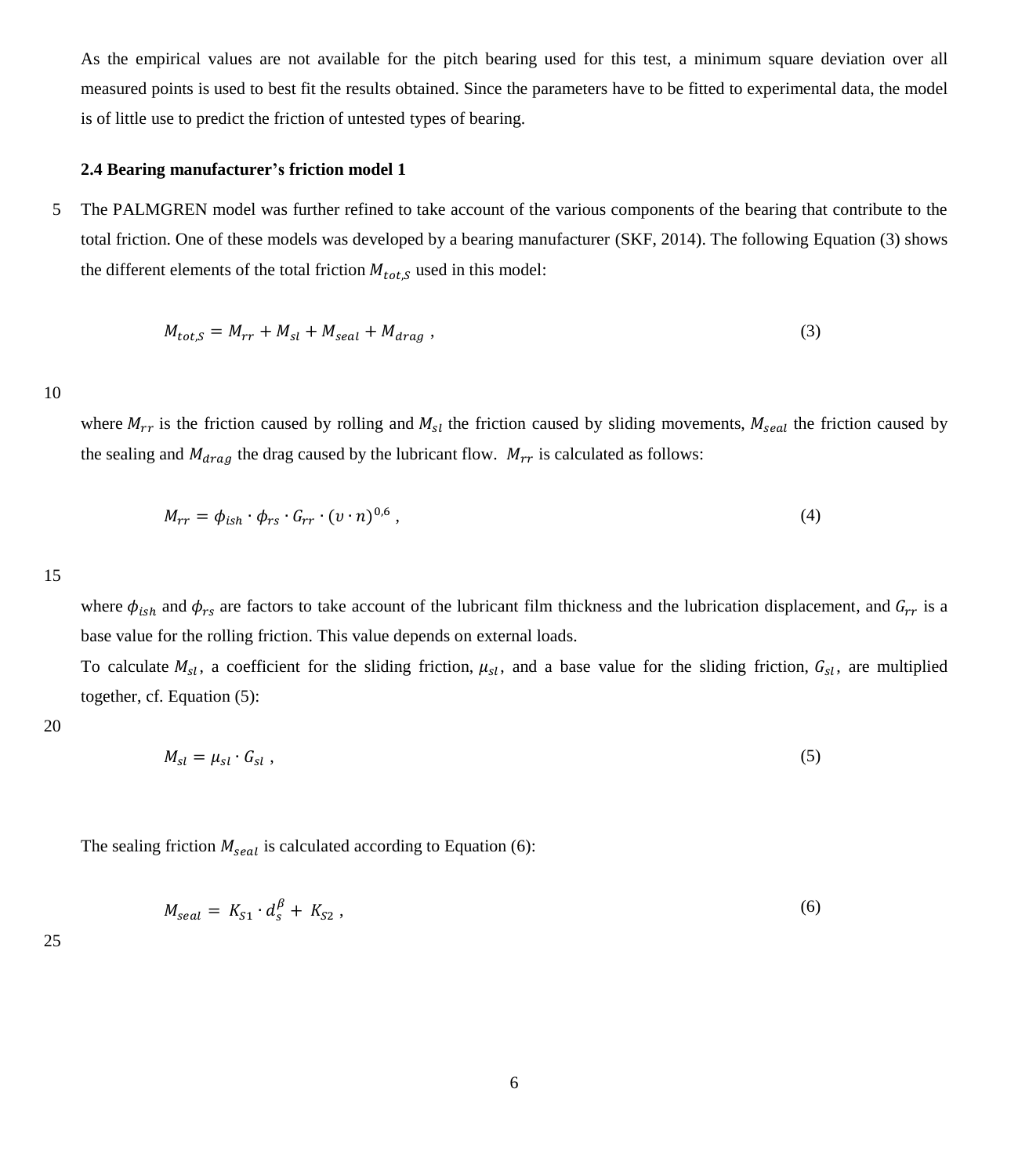As the empirical values are not available for the pitch bearing used for this test, a minimum square deviation over all measured points is used to best fit the results obtained. Since the parameters have to be fitted to experimental data, the model is of little use to predict the friction of untested types of bearing.

### 2.4 Bearing manufacturer's friction model 1

The PALMGREN model was further refined to take account of the various components of the bearing that contribute to the total friction. One of these models was developed by a bearing manufacturer (SKF, 2014). The following Equation (3) shows the different elements of the total friction $M_{tot,S}$ used in this model:

$$M_{tot,S} = M_{rr} + M_{sl} + M_{seal} + M_{drag} \,, \tag{3}$$

where $M_{rr}$ is the friction caused by rolling and $M_{sl}$ the friction caused by sliding movements, $M_{seal}$ the friction caused by the sealing and $M_{drag}$ the drag caused by the lubricant flow. $M_{rr}$ is calculated as follows:

$$M_{rr} = \phi_{ish} \cdot \phi_{rs} \cdot G_{rr} \cdot (\upsilon \cdot n)^{0,6} \,, \tag{4}$$

where $\phi_{ish}$ and $\phi_{rs}$ are factors to take account of the lubricant film thickness and the lubrication displacement, and $G_{rr}$ is a base value for the rolling friction. This value depends on external loads.

To calculate $M_{sl}$, a coefficient for the sliding friction, $\mu_{sl}$, and a base value for the sliding friction, $G_{sl}$, are multiplied together, cf. Equation (5):

$$M_{sl} = \mu_{sl} \cdot G_{sl} \,, \tag{5}$$

The sealing friction $M_{seal}$ is calculated according to Equation (6):

$$M_{seal} = K_{S1} \cdot d_s^{\beta} + K_{S2} \,, \tag{6}$$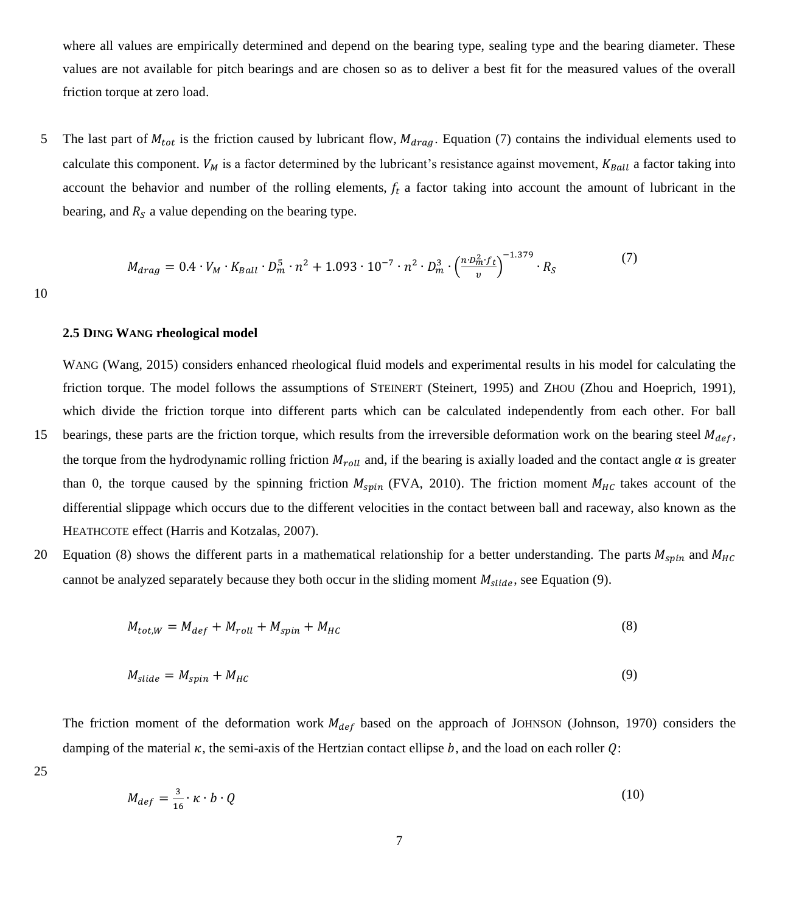where all values are empirically determined and depend on the bearing type, sealing type and the bearing diameter. These values are not available for pitch bearings and are chosen so as to deliver a best fit for the measured values of the overall friction torque at zero load.

The last part of $M_{tot}$ is the friction caused by lubricant flow, $M_{drag}$. Equation (7) contains the individual elements used to calculate this component. $V_M$ is a factor determined by the lubricant's resistance against movement, $K_{Ball}$ a factor taking into account the behavior and number of the rolling elements, $f_t$ a factor taking into account the amount of lubricant in the bearing, and $R_S$ a value depending on the bearing type.

$$M_{drag} = 0.4 \cdot V_M \cdot K_{Ball} \cdot D_m^5 \cdot n^2 + 1.093 \cdot 10^{-7} \cdot n^2 \cdot D_m^3 \cdot \left(\frac{n \cdot D_m^2 \cdot f_t}{\upsilon}\right)^{-1.379} \cdot R_S \tag{7}$$

### 2.5 DING WANG rheological model

WANG (Wang, 2015) considers enhanced rheological fluid models and experimental results in his model for calculating the friction torque. The model follows the assumptions of STEINERT (Steinert, 1995) and ZHOU (Zhou and Hoeprich, 1991), which divide the friction torque into different parts which can be calculated independently from each other. For ball bearings, these parts are the friction torque, which results from the irreversible deformation work on the bearing steel $M_{def}$, the torque from the hydrodynamic rolling friction $M_{roll}$ and, if the bearing is axially loaded and the contact angle $\alpha$ is greater than 0, the torque caused by the spinning friction $M_{spin}$ (FVA, 2010). The friction moment $M_{HC}$ takes account of the differential slippage which occurs due to the different velocities in the contact between ball and raceway, also known as the HEATHCOTE effect (Harris and Kotzalas, 2007).

Equation (8) shows the different parts in a mathematical relationship for a better understanding. The parts $M_{spin}$ and $M_{HC}$ cannot be analyzed separately because they both occur in the sliding moment $M_{slide}$, see Equation (9).

$$M_{tot,W} = M_{def} + M_{roll} + M_{spin} + M_{HC} \tag{8}$$

$$M_{slide} = M_{spin} + M_{HC} \tag{9}$$

The friction moment of the deformation work $M_{def}$ based on the approach of JOHNSON (Johnson, 1970) considers the damping of the material $\kappa$, the semi-axis of the Hertzian contact ellipse $b$, and the load on each roller $Q$:

$$M_{def} = \frac{3}{16} \cdot \kappa \cdot b \cdot Q \tag{10}$$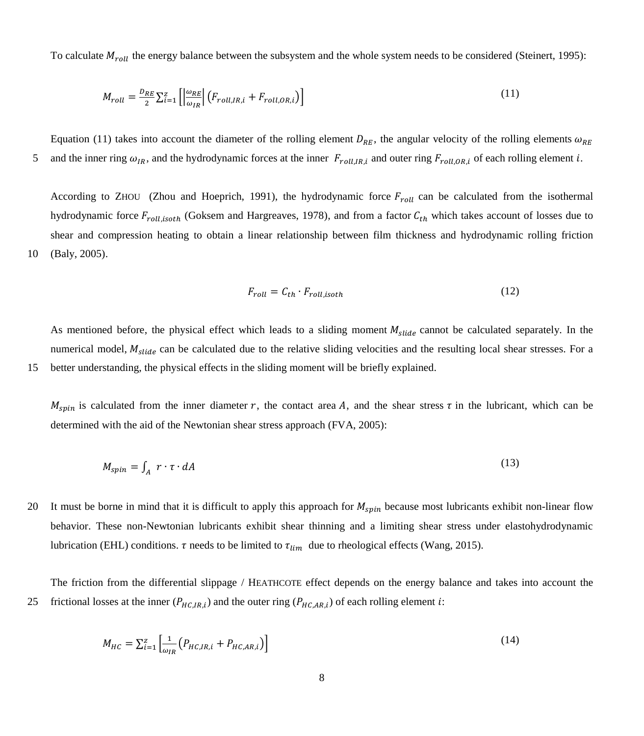To calculate $M_{roll}$ the energy balance between the subsystem and the whole system needs to be considered (Steinert, 1995):

$$M_{roll} = \frac{D_{RE}}{2} \sum_{i=1}^{z} \left[ \left| \frac{\omega_{RE}}{\omega_{IR}} \right| \left( F_{roll,IR,i} + F_{roll,OR,i} \right) \right] \tag{11}$$

Equation (11) takes into account the diameter of the rolling element $D_{RE}$, the angular velocity of the rolling elements $\omega_{RE}$ and the inner ring $\omega_{IR}$, and the hydrodynamic forces at the inner $F_{roll,IR,i}$ and outer ring $F_{roll,OR,i}$ of each rolling element $i$.

According to ZHOU (Zhou and Hoeprich, 1991), the hydrodynamic force $F_{roll}$ can be calculated from the isothermal hydrodynamic force $F_{roll,isoth}$ (Goksem and Hargreaves, 1978), and from a factor $C_{th}$ which takes account of losses due to shear and compression heating to obtain a linear relationship between film thickness and hydrodynamic rolling friction (Baly, 2005).

$$F_{roll} = C_{th} \cdot F_{roll,isoth} \tag{12}$$

As mentioned before, the physical effect which leads to a sliding moment $M_{slide}$ cannot be calculated separately. In the numerical model, $M_{slide}$ can be calculated due to the relative sliding velocities and the resulting local shear stresses. For a better understanding, the physical effects in the sliding moment will be briefly explained.

$M_{spin}$ is calculated from the inner diameter $r$, the contact area $A$, and the shear stress $\tau$ in the lubricant, which can be determined with the aid of the Newtonian shear stress approach (FVA, 2005):

$$M_{spin} = \int_{A} r \cdot \tau \cdot dA \tag{13}$$

It must be borne in mind that it is difficult to apply this approach for $M_{spin}$ because most lubricants exhibit non-linear flow behavior. These non-Newtonian lubricants exhibit shear thinning and a limiting shear stress under elastohydrodynamic lubrication (EHL) conditions. $\tau$ needs to be limited to $\tau_{lim}$ due to rheological effects (Wang, 2015).

The friction from the differential slippage / HEATHCOTE effect depends on the energy balance and takes into account the frictional losses at the inner ($P_{HC,IR,i}$) and the outer ring ($P_{HC,AR,i}$) of each rolling element $i$:

$$M_{HC} = \sum_{i=1}^{z} \left[ \frac{1}{\omega_{IR}} \left( P_{HC,IR,i} + P_{HC,AR,i} \right) \right] \tag{14}$$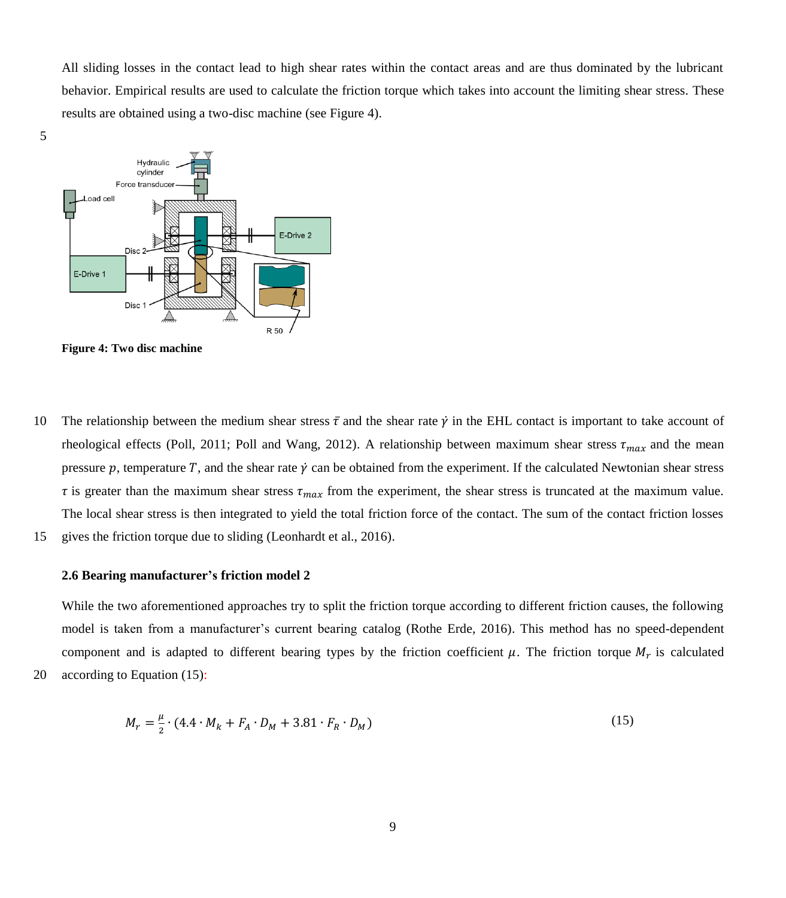All sliding losses in the contact lead to high shear rates within the contact areas and are thus dominated by the lubricant behavior. Empirical results are used to calculate the friction torque which takes into account the limiting shear stress. These results are obtained using a two-disc machine (see Figure 4).

**Figure 4: Two disc machine**

The relationship between the medium shear stress $\bar{\tau}$ and the shear rate $\dot{\gamma}$ in the EHL contact is important to take account of rheological effects (Poll, 2011; Poll and Wang, 2012). A relationship between maximum shear stress $\tau_{max}$ and the mean pressure $p$, temperature $T$, and the shear rate $\dot{\gamma}$ can be obtained from the experiment. If the calculated Newtonian shear stress $\tau$ is greater than the maximum shear stress $\tau_{max}$ from the experiment, the shear stress is truncated at the maximum value. The local shear stress is then integrated to yield the total friction force of the contact. The sum of the contact friction losses gives the friction torque due to sliding (Leonhardt et al., 2016).

### 2.6 Bearing manufacturer's friction model 2

While the two aforementioned approaches try to split the friction torque according to different friction causes, the following model is taken from a manufacturer's current bearing catalog (Rothe Erde, 2016). This method has no speed-dependent component and is adapted to different bearing types by the friction coefficient $\mu$. The friction torque $M_r$ is calculated according to Equation (15):

$$M_r = \frac{\mu}{2} \cdot (4.4 \cdot M_k + F_A \cdot D_M + 3.81 \cdot F_R \cdot D_M) \tag{15}$$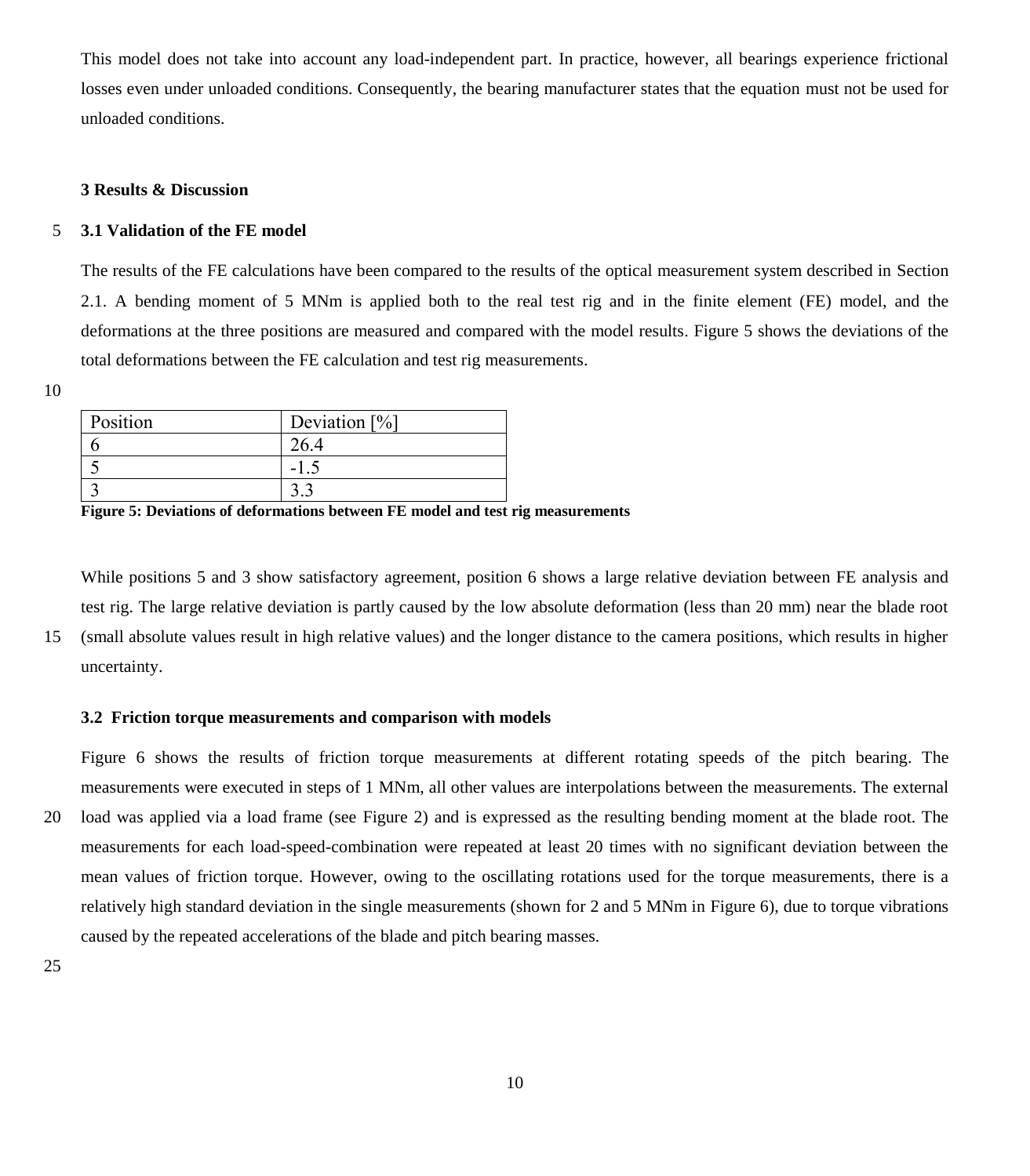This model does not take into account any load-independent part. In practice, however, all bearings experience frictional losses even under unloaded conditions. Consequently, the bearing manufacturer states that the equation must not be used for unloaded conditions.

## 3 Results & Discussion

### 3.1 Validation of the FE model

The results of the FE calculations have been compared to the results of the optical measurement system described in Section 2.1. A bending moment of 5 MNm is applied both to the real test rig and in the finite element (FE) model, and the deformations at the three positions are measured and compared with the model results. Figure 5 shows the deviations of the total deformations between the FE calculation and test rig measurements.

| Position | Deviation [%] |
|---|---|
| 6 | 26.4 |
| 5 | -1.5 |
| 3 | 3.3 |

**Figure 5: Deviations of deformations between FE model and test rig measurements**

While positions 5 and 3 show satisfactory agreement, position 6 shows a large relative deviation between FE analysis and test rig. The large relative deviation is partly caused by the low absolute deformation (less than 20 mm) near the blade root (small absolute values result in high relative values) and the longer distance to the camera positions, which results in higher uncertainty.

### 3.2 Friction torque measurements and comparison with models

Figure 6 shows the results of friction torque measurements at different rotating speeds of the pitch bearing. The measurements were executed in steps of 1 MNm, all other values are interpolations between the measurements. The external load was applied via a load frame (see Figure 2) and is expressed as the resulting bending moment at the blade root. The measurements for each load-speed-combination were repeated at least 20 times with no significant deviation between the mean values of friction torque. However, owing to the oscillating rotations used for the torque measurements, there is a relatively high standard deviation in the single measurements (shown for 2 and 5 MNm in Figure 6), due to torque vibrations caused by the repeated accelerations of the blade and pitch bearing masses.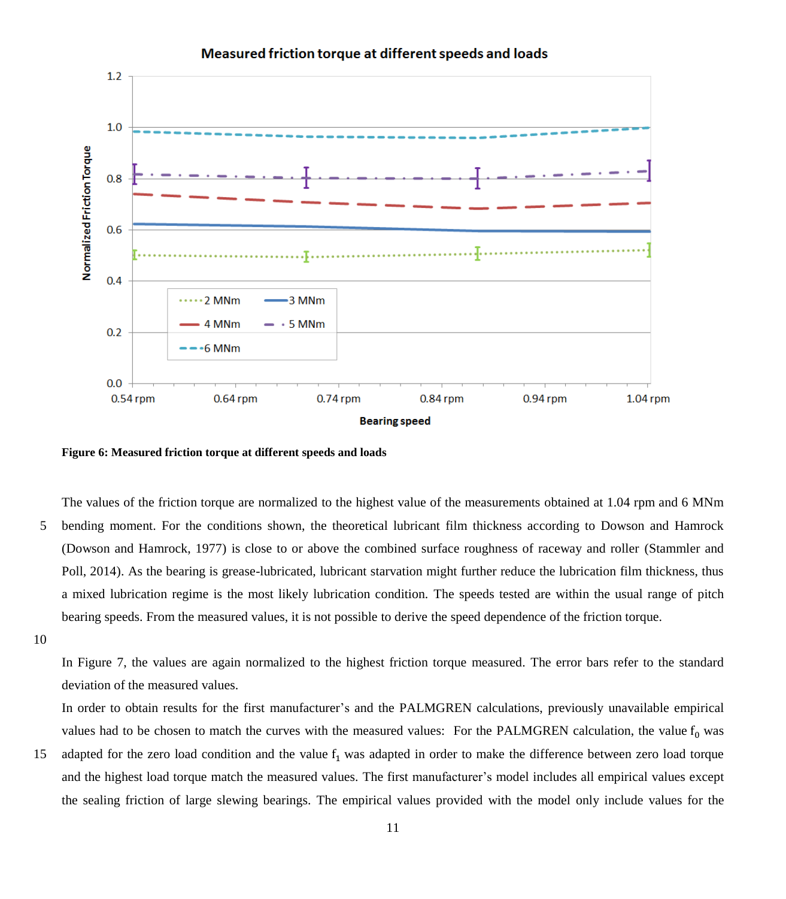Figure 6: Measured friction torque at different speeds and loads

The values of the friction torque are normalized to the highest value of the measurements obtained at 1.04 rpm and 6 MNm bending moment. For the conditions shown, the theoretical lubricant film thickness according to Dowson and Hamrock (Dowson and Hamrock, 1977) is close to or above the combined surface roughness of raceway and roller (Stammler and Poll, 2014). As the bearing is grease-lubricated, lubricant starvation might further reduce the lubrication film thickness, thus a mixed lubrication regime is the most likely lubrication condition. The speeds tested are within the usual range of pitch bearing speeds. From the measured values, it is not possible to derive the speed dependence of the friction torque.

In Figure 7, the values are again normalized to the highest friction torque measured. The error bars refer to the standard deviation of the measured values.

In order to obtain results for the first manufacturer's and the PALMGREN calculations, previously unavailable empirical values had to be chosen to match the curves with the measured values: For the PALMGREN calculation, the value $f_0$ was adapted for the zero load condition and the value $f_1$ was adapted in order to make the difference between zero load torque and the highest load torque match the measured values. The first manufacturer's model includes all empirical values except the sealing friction of large slewing bearings. The empirical values provided with the model only include values for the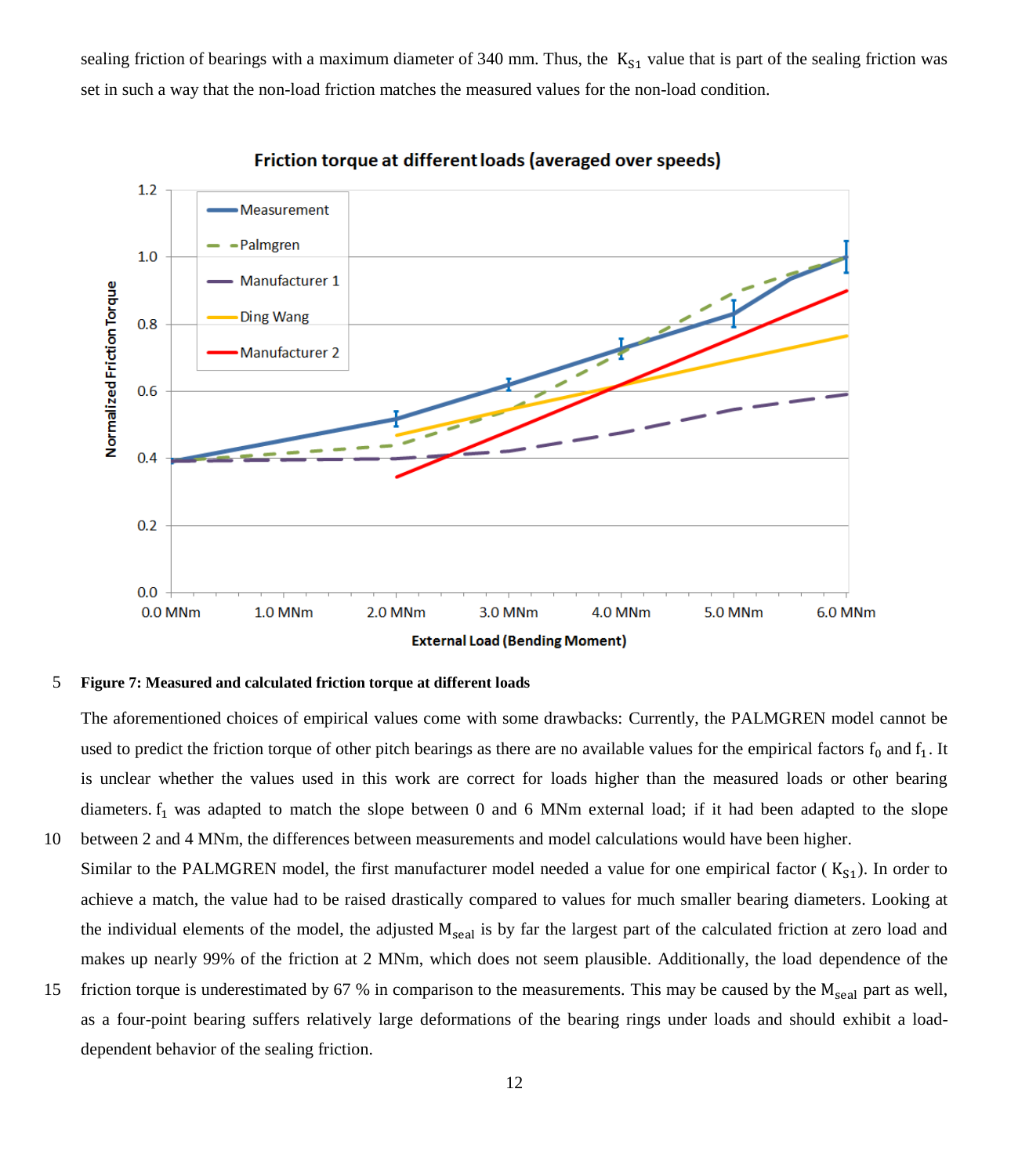sealing friction of bearings with a maximum diameter of 340 mm. Thus, the $K_{S1}$ value that is part of the sealing friction was set in such a way that the non-load friction matches the measured values for the non-load condition.

**Figure 7: Measured and calculated friction torque at different loads**

The aforementioned choices of empirical values come with some drawbacks: Currently, the PALMGREN model cannot be used to predict the friction torque of other pitch bearings as there are no available values for the empirical factors $f_0$ and $f_1$. It is unclear whether the values used in this work are correct for loads higher than the measured loads or other bearing diameters. $f_1$ was adapted to match the slope between 0 and 6 MNm external load; if it had been adapted to the slope between 2 and 4 MNm, the differences between measurements and model calculations would have been higher.

Similar to the PALMGREN model, the first manufacturer model needed a value for one empirical factor ( $K_{S1}$). In order to achieve a match, the value had to be raised drastically compared to values for much smaller bearing diameters. Looking at the individual elements of the model, the adjusted $M_{seal}$ is by far the largest part of the calculated friction at zero load and makes up nearly 99% of the friction at 2 MNm, which does not seem plausible. Additionally, the load dependence of the friction torque is underestimated by 67 % in comparison to the measurements. This may be caused by the $M_{seal}$ part as well, as a four-point bearing suffers relatively large deformations of the bearing rings under loads and should exhibit a load-dependent behavior of the sealing friction.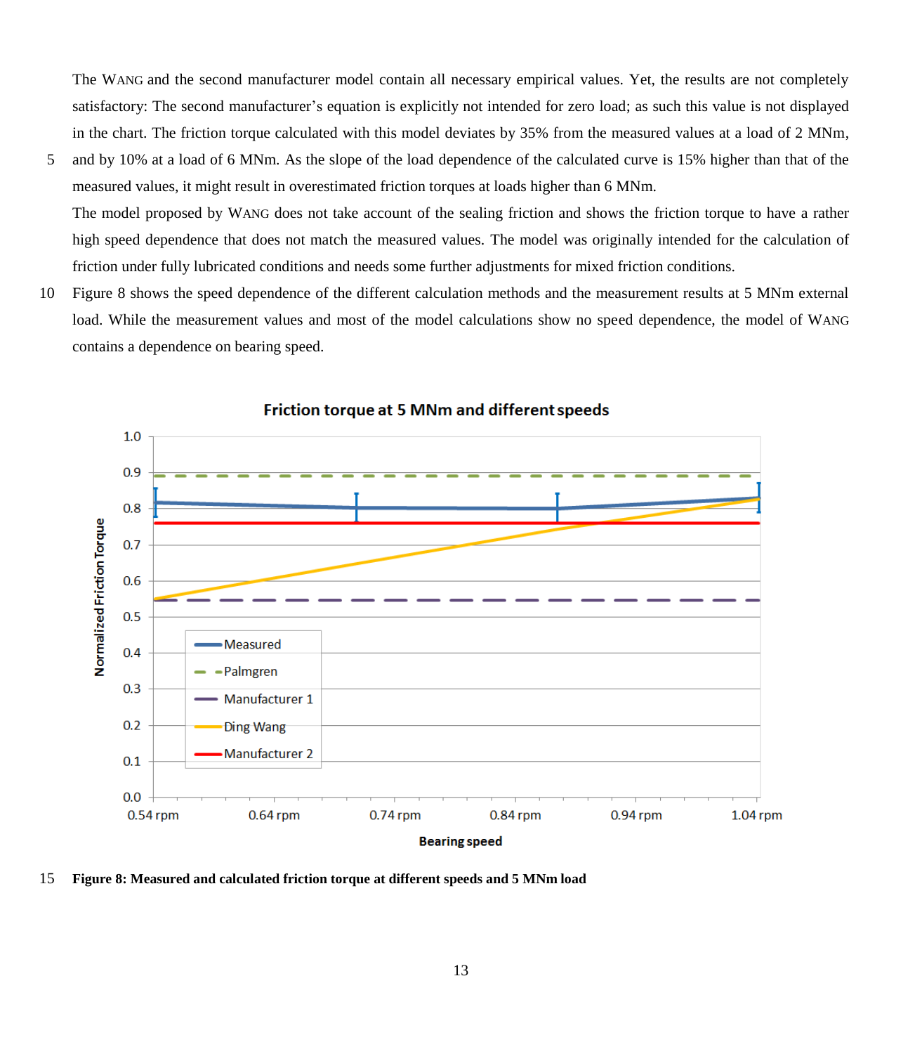The WANG and the second manufacturer model contain all necessary empirical values. Yet, the results are not completely satisfactory: The second manufacturer's equation is explicitly not intended for zero load; as such this value is not displayed in the chart. The friction torque calculated with this model deviates by 35% from the measured values at a load of 2 MNm, and by 10% at a load of 6 MNm. As the slope of the load dependence of the calculated curve is 15% higher than that of the measured values, it might result in overestimated friction torques at loads higher than 6 MNm.

The model proposed by WANG does not take account of the sealing friction and shows the friction torque to have a rather high speed dependence that does not match the measured values. The model was originally intended for the calculation of friction under fully lubricated conditions and needs some further adjustments for mixed friction conditions.

Figure 8 shows the speed dependence of the different calculation methods and the measurement results at 5 MNm external load. While the measurement values and most of the model calculations show no speed dependence, the model of WANG contains a dependence on bearing speed.

**Figure 8: Measured and calculated friction torque at different speeds and 5 MNm load**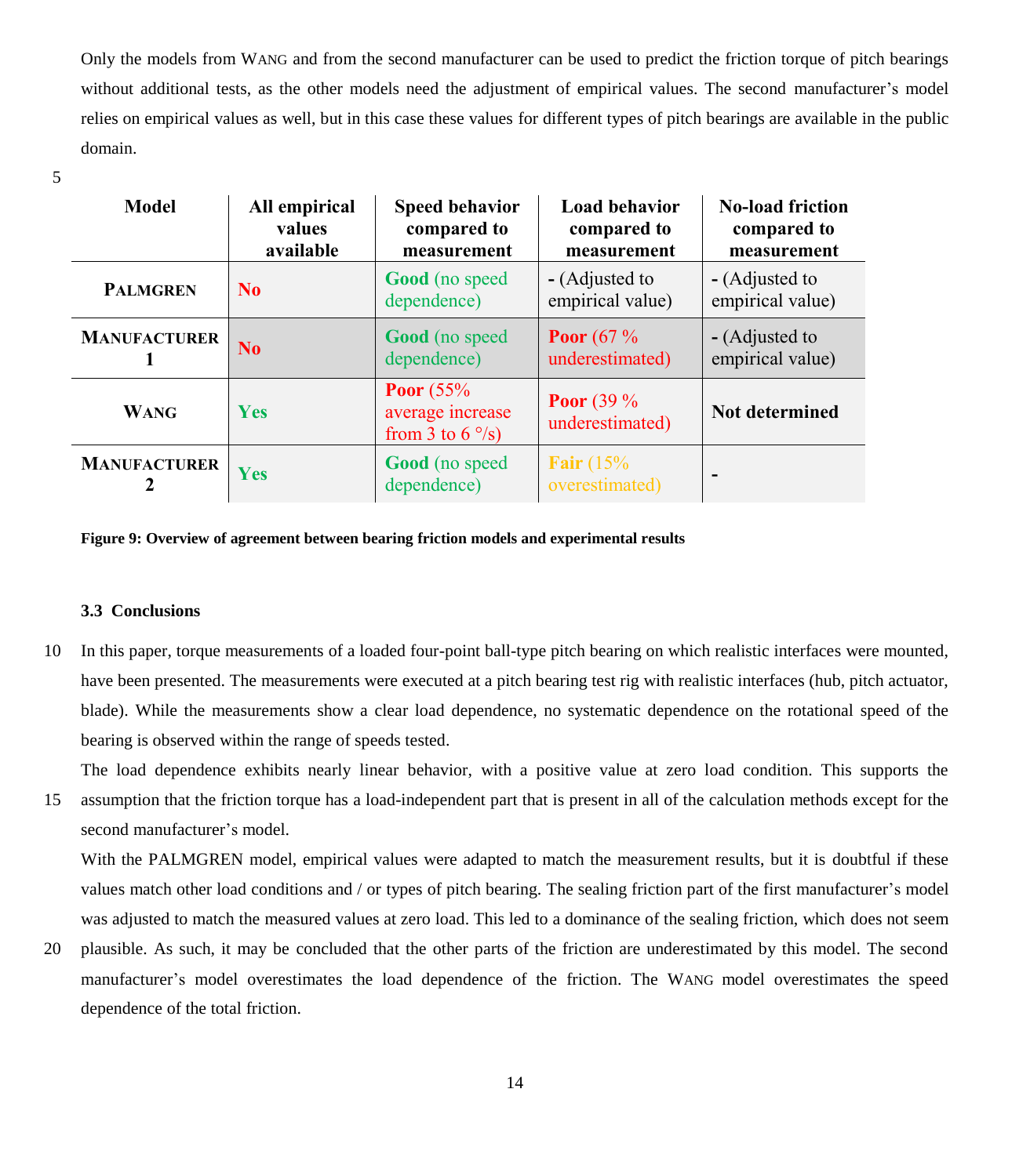Only the models from WANG and from the second manufacturer can be used to predict the friction torque of pitch bearings without additional tests, as the other models need the adjustment of empirical values. The second manufacturer's model relies on empirical values as well, but in this case these values for different types of pitch bearings are available in the public domain.

| Model | All empirical values available | Speed behavior compared to measurement | Load behavior compared to measurement | No-load friction compared to measurement |
|---|---|---|---|---|
| PALMGREN | No | Good (no speed dependence) | - (Adjusted to empirical value) | - (Adjusted to empirical value) |
| MANUFACTURER 1 | No | Good (no speed dependence) | Poor (67 % underestimated) | - (Adjusted to empirical value) |
| WANG | Yes | Poor (55% average increase from 3 to 6 °/s) | Poor (39 % underestimated) | Not determined |
| MANUFACTURER 2 | Yes | Good (no speed dependence) | Fair (15% overestimated) | - |

**Figure 9: Overview of agreement between bearing friction models and experimental results**

### 3.3 Conclusions

In this paper, torque measurements of a loaded four-point ball-type pitch bearing on which realistic interfaces were mounted, have been presented. The measurements were executed at a pitch bearing test rig with realistic interfaces (hub, pitch actuator, blade). While the measurements show a clear load dependence, no systematic dependence on the rotational speed of the bearing is observed within the range of speeds tested.

The load dependence exhibits nearly linear behavior, with a positive value at zero load condition. This supports the assumption that the friction torque has a load-independent part that is present in all of the calculation methods except for the second manufacturer's model.

With the PALMGREN model, empirical values were adapted to match the measurement results, but it is doubtful if these values match other load conditions and / or types of pitch bearing. The sealing friction part of the first manufacturer's model was adjusted to match the measured values at zero load. This led to a dominance of the sealing friction, which does not seem plausible. As such, it may be concluded that the other parts of the friction are underestimated by this model. The second manufacturer's model overestimates the load dependence of the friction. The WANG model overestimates the speed dependence of the total friction.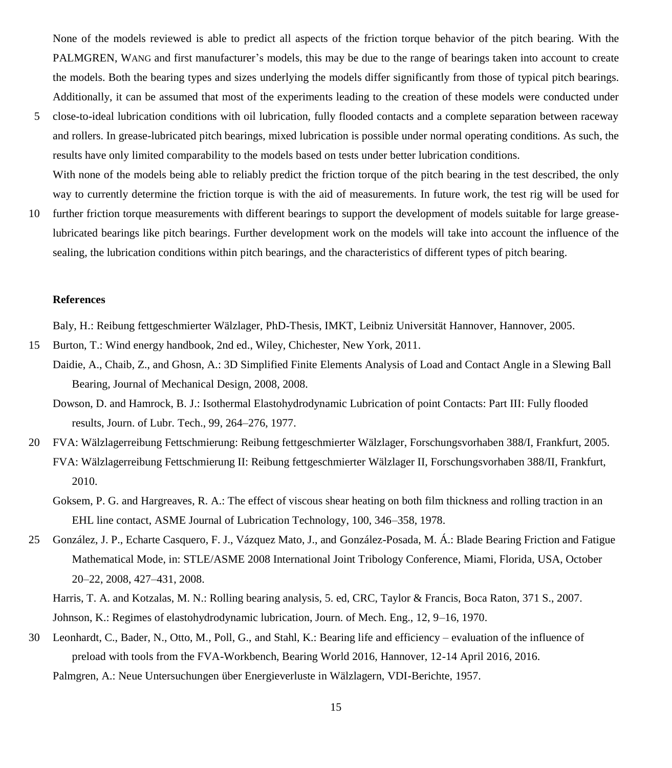None of the models reviewed is able to predict all aspects of the friction torque behavior of the pitch bearing. With the PALMGREN, WANG and first manufacturer's models, this may be due to the range of bearings taken into account to create the models. Both the bearing types and sizes underlying the models differ significantly from those of typical pitch bearings. Additionally, it can be assumed that most of the experiments leading to the creation of these models were conducted under close-to-ideal lubrication conditions with oil lubrication, fully flooded contacts and a complete separation between raceway and rollers. In grease-lubricated pitch bearings, mixed lubrication is possible under normal operating conditions. As such, the results have only limited comparability to the models based on tests under better lubrication conditions.

With none of the models being able to reliably predict the friction torque of the pitch bearing in the test described, the only way to currently determine the friction torque is with the aid of measurements. In future work, the test rig will be used for further friction torque measurements with different bearings to support the development of models suitable for large grease-lubricated bearings like pitch bearings. Further development work on the models will take into account the influence of the sealing, the lubrication conditions within pitch bearings, and the characteristics of different types of pitch bearing.

## References

Baly, H.: Reibung fettgeschmierter Wälzlager, PhD-Thesis, IMKT, Leibniz Universität Hannover, Hannover, 2005.

Burton, T.: Wind energy handbook, 2nd ed., Wiley, Chichester, New York, 2011.

Daidie, A., Chaib, Z., and Ghosn, A.: 3D Simplified Finite Elements Analysis of Load and Contact Angle in a Slewing Ball Bearing, Journal of Mechanical Design, 2008, 2008.

Dowson, D. and Hamrock, B. J.: Isothermal Elastohydrodynamic Lubrication of point Contacts: Part III: Fully flooded results, Journ. of Lubr. Tech., 99, 264–276, 1977.

FVA: Wälzlagerreibung Fettschmierung: Reibung fettgeschmierter Wälzlager, Forschungsvorhaben 388/I, Frankfurt, 2005.

FVA: Wälzlagerreibung Fettschmierung II: Reibung fettgeschmierter Wälzlager II, Forschungsvorhaben 388/II, Frankfurt, 2010.

Goksem, P. G. and Hargreaves, R. A.: The effect of viscous shear heating on both film thickness and rolling traction in an EHL line contact, ASME Journal of Lubrication Technology, 100, 346–358, 1978.

González, J. P., Echarte Casquero, F. J., Vázquez Mato, J., and González-Posada, M. Á.: Blade Bearing Friction and Fatigue Mathematical Mode, in: STLE/ASME 2008 International Joint Tribology Conference, Miami, Florida, USA, October 20–22, 2008, 427–431, 2008.

Harris, T. A. and Kotzalas, M. N.: Rolling bearing analysis, 5. ed, CRC, Taylor & Francis, Boca Raton, 371 S., 2007.

Johnson, K.: Regimes of elastohydrodynamic lubrication, Journ. of Mech. Eng., 12, 9–16, 1970.

Leonhardt, C., Bader, N., Otto, M., Poll, G., and Stahl, K.: Bearing life and efficiency – evaluation of the influence of preload with tools from the FVA-Workbench, Bearing World 2016, Hannover, 12-14 April 2016, 2016.

Palmgren, A.: Neue Untersuchungen über Energieverluste in Wälzlagern, VDI-Berichte, 1957.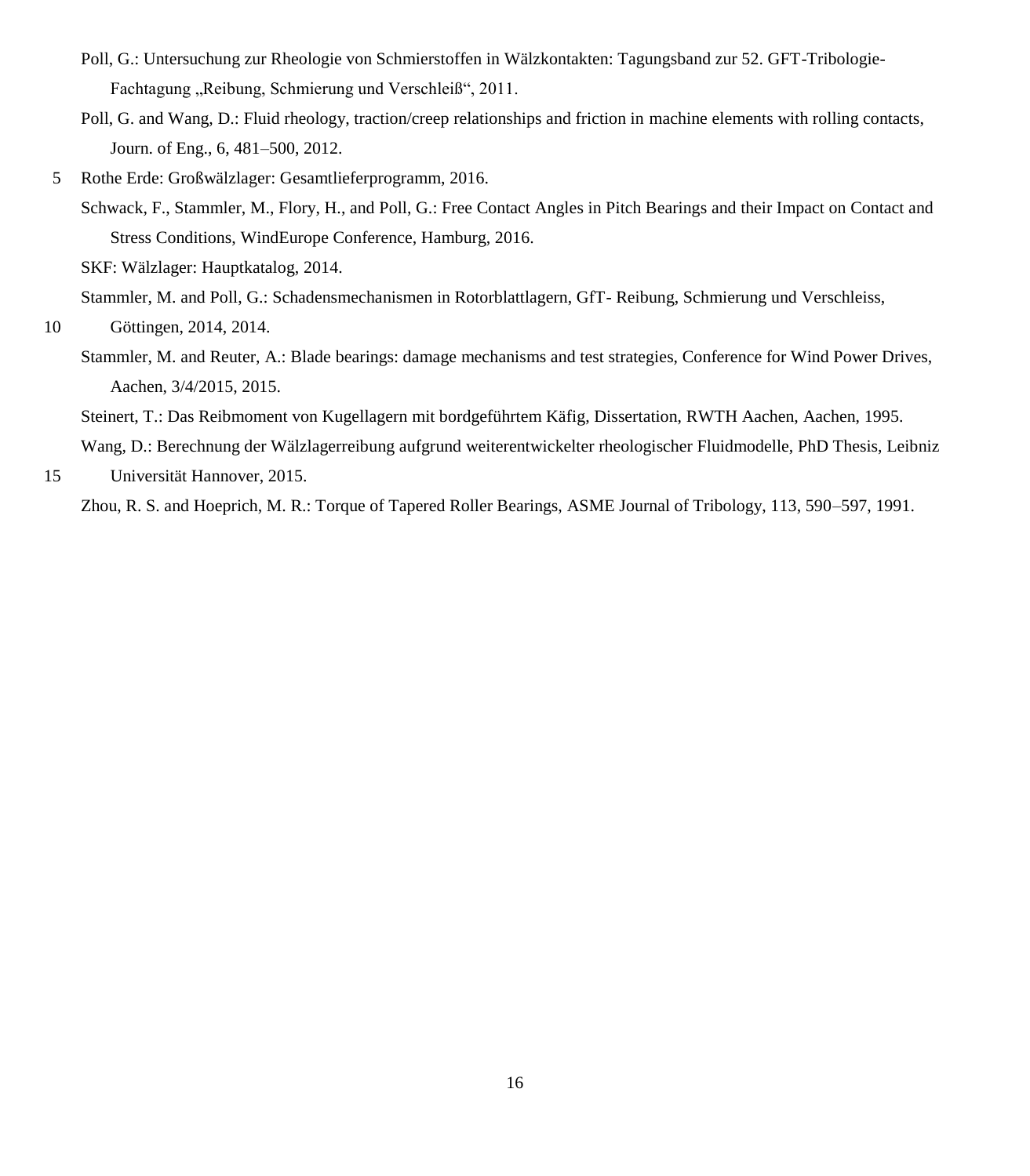Poll, G.: Untersuchung zur Rheologie von Schmierstoffen in Wälzkontakten: Tagungsband zur 52. GFT-Tribologie-Fachtagung „Reibung, Schmierung und Verschleiß", 2011.

Poll, G. and Wang, D.: Fluid rheology, traction/creep relationships and friction in machine elements with rolling contacts, Journ. of Eng., 6, 481–500, 2012.

Rothe Erde: Großwälzlager: Gesamtlieferprogramm, 2016.

Schwack, F., Stammler, M., Flory, H., and Poll, G.: Free Contact Angles in Pitch Bearings and their Impact on Contact and Stress Conditions, WindEurope Conference, Hamburg, 2016.

SKF: Wälzlager: Hauptkatalog, 2014.

Stammler, M. and Poll, G.: Schadensmechanismen in Rotorblattlagern, GfT- Reibung, Schmierung und Verschleiss, Göttingen, 2014, 2014.

Stammler, M. and Reuter, A.: Blade bearings: damage mechanisms and test strategies, Conference for Wind Power Drives, Aachen, 3/4/2015, 2015.

Steinert, T.: Das Reibmoment von Kugellagern mit bordgeführtem Käfig, Dissertation, RWTH Aachen, Aachen, 1995.

Wang, D.: Berechnung der Wälzlagerreibung aufgrund weiterentwickelter rheologischer Fluidmodelle, PhD Thesis, Leibniz Universität Hannover, 2015.

Zhou, R. S. and Hoeprich, M. R.: Torque of Tapered Roller Bearings, ASME Journal of Tribology, 113, 590–597, 1991.